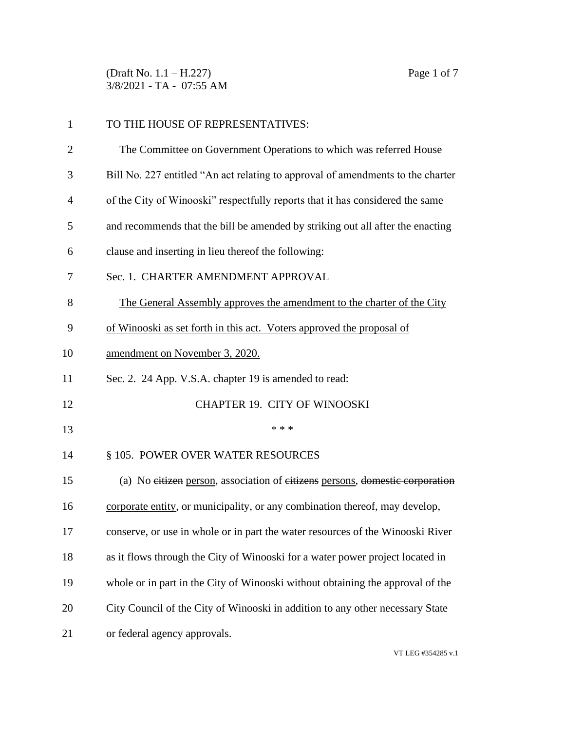TO THE HOUSE OF REPRESENTATIVES:

The Committee on Government Operations to which was referred House Bill No. 227 entitled "An act relating to approval of amendments to the charter of the City of Winooski" respectfully reports that it has considered the same and recommends that the bill be amended by striking out all after the enacting clause and inserting in lieu thereof the following:

Sec. 1. CHARTER AMENDMENT APPROVAL

<u>The General Assembly approves the amendment to the charter of the City of Winooski as set forth in this act. Voters approved the proposal of amendment on November 3, 2020.</u>

Sec. 2. 24 App. V.S.A. chapter 19 is amended to read:

CHAPTER 19. CITY OF WINOOSKI

\* \* \*

§ 105. POWER OVER WATER RESOURCES

(a) No ~~citizen~~ <u>person</u>, association of ~~citizens~~ <u>persons</u>, ~~domestic corporation~~ <u>corporate entity</u>, or municipality, or any combination thereof, may develop, conserve, or use in whole or in part the water resources of the Winooski River as it flows through the City of Winooski for a water power project located in whole or in part in the City of Winooski without obtaining the approval of the City Council of the City of Winooski in addition to any other necessary State or federal agency approvals.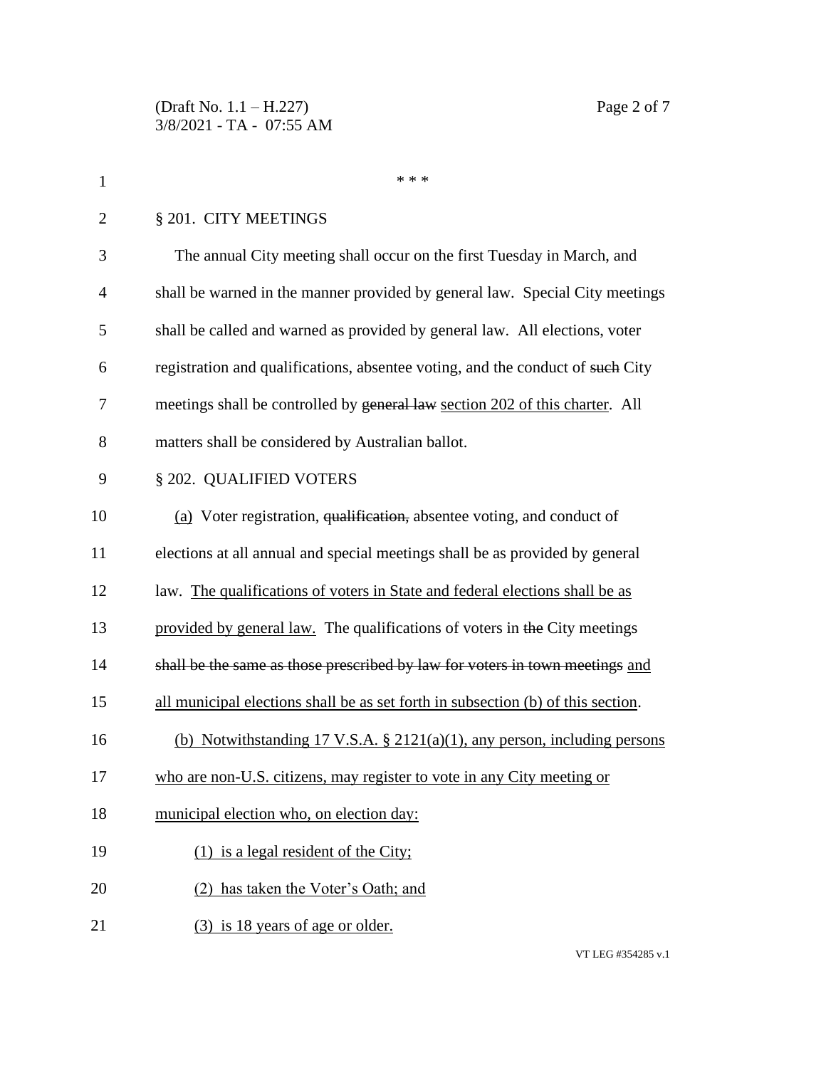\* \* \*

§ 201. CITY MEETINGS

The annual City meeting shall occur on the first Tuesday in March, and shall be warned in the manner provided by general law. Special City meetings shall be called and warned as provided by general law. All elections, voter registration and qualifications, absentee voting, and the conduct of ~~such~~ City meetings shall be controlled by ~~general law~~ <u>section 202 of this charter</u>. All matters shall be considered by Australian ballot.

§ 202. QUALIFIED VOTERS

<u>(a)</u> Voter registration, ~~qualification,~~ absentee voting, and conduct of elections at all annual and special meetings shall be as provided by general law. <u>The qualifications of voters in State and federal elections shall be as provided by general law.</u> The qualifications of voters in ~~the~~ City meetings ~~shall be the same as those prescribed by law for voters in town meetings~~ <u>and all municipal elections shall be as set forth in subsection (b) of this section</u>.

<u>(b) Notwithstanding 17 V.S.A. § 2121(a)(1), any person, including persons who are non-U.S. citizens, may register to vote in any City meeting or municipal election who, on election day:</u>

<u>(1) is a legal resident of the City;</u>

<u>(2) has taken the Voter's Oath; and</u>

<u>(3) is 18 years of age or older.</u>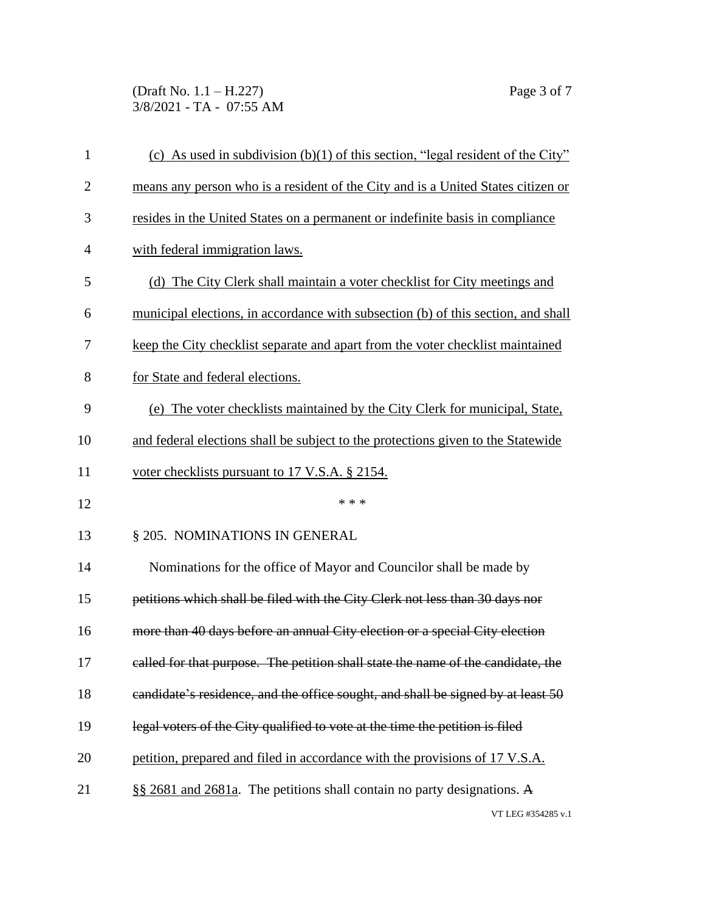(c) As used in subdivision (b)(1) of this section, "legal resident of the City" means any person who is a resident of the City and is a United States citizen or resides in the United States on a permanent or indefinite basis in compliance with federal immigration laws.

(d) The City Clerk shall maintain a voter checklist for City meetings and municipal elections, in accordance with subsection (b) of this section, and shall keep the City checklist separate and apart from the voter checklist maintained for State and federal elections.

(e) The voter checklists maintained by the City Clerk for municipal, State, and federal elections shall be subject to the protections given to the Statewide voter checklists pursuant to 17 V.S.A. § 2154.

\* \* \*

§ 205. NOMINATIONS IN GENERAL

Nominations for the office of Mayor and Councilor shall be made by ~~petitions which shall be filed with the City Clerk not less than 30 days nor more than 40 days before an annual City election or a special City election called for that purpose. The petition shall state the name of the candidate, the candidate's residence, and the office sought, and shall be signed by at least 50 legal voters of the City qualified to vote at the time the petition is filed~~ petition, prepared and filed in accordance with the provisions of 17 V.S.A. §§ 2681 and 2681a. The petitions shall contain no party designations. ~~A~~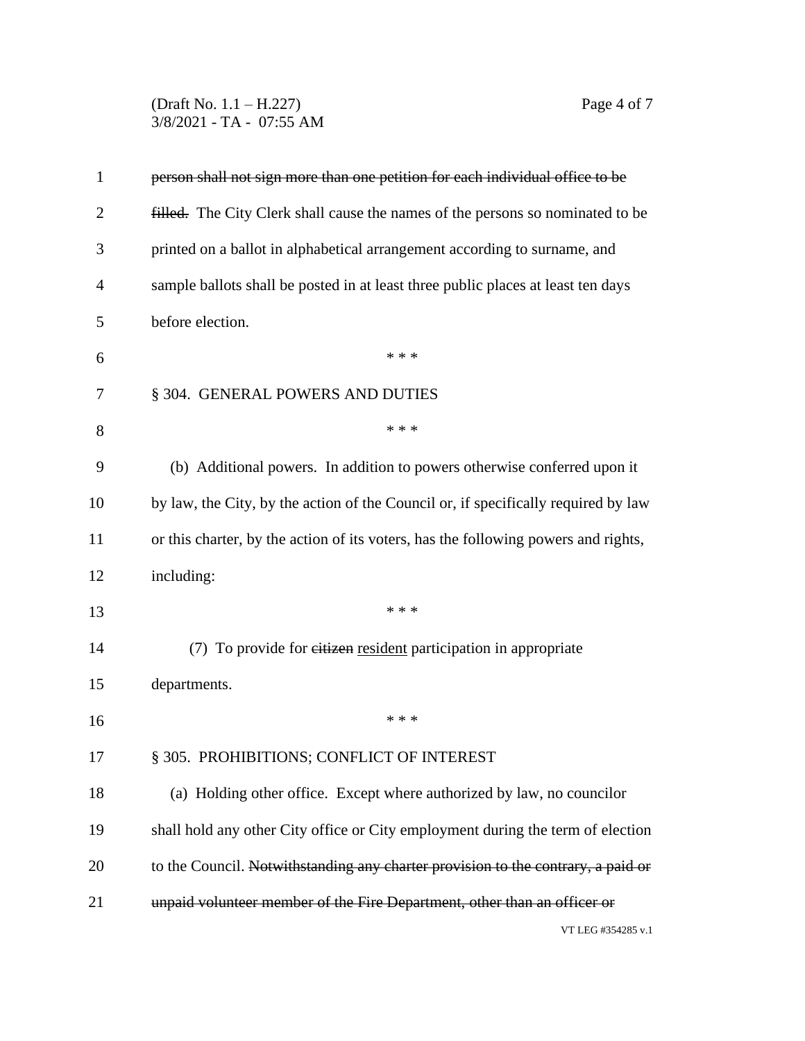~~person shall not sign more than one petition for each individual office to be filled.~~ The City Clerk shall cause the names of the persons so nominated to be printed on a ballot in alphabetical arrangement according to surname, and sample ballots shall be posted in at least three public places at least ten days before election.

\* \* \*

§ 304. GENERAL POWERS AND DUTIES

\* \* \*

(b) Additional powers. In addition to powers otherwise conferred upon it by law, the City, by the action of the Council or, if specifically required by law or this charter, by the action of its voters, has the following powers and rights, including:

\* \* \*

(7) To provide for ~~citizen~~ <u>resident</u> participation in appropriate departments.

\* \* \*

§ 305. PROHIBITIONS; CONFLICT OF INTEREST

(a) Holding other office. Except where authorized by law, no councilor shall hold any other City office or City employment during the term of election to the Council. ~~Notwithstanding any charter provision to the contrary, a paid or unpaid volunteer member of the Fire Department, other than an officer or~~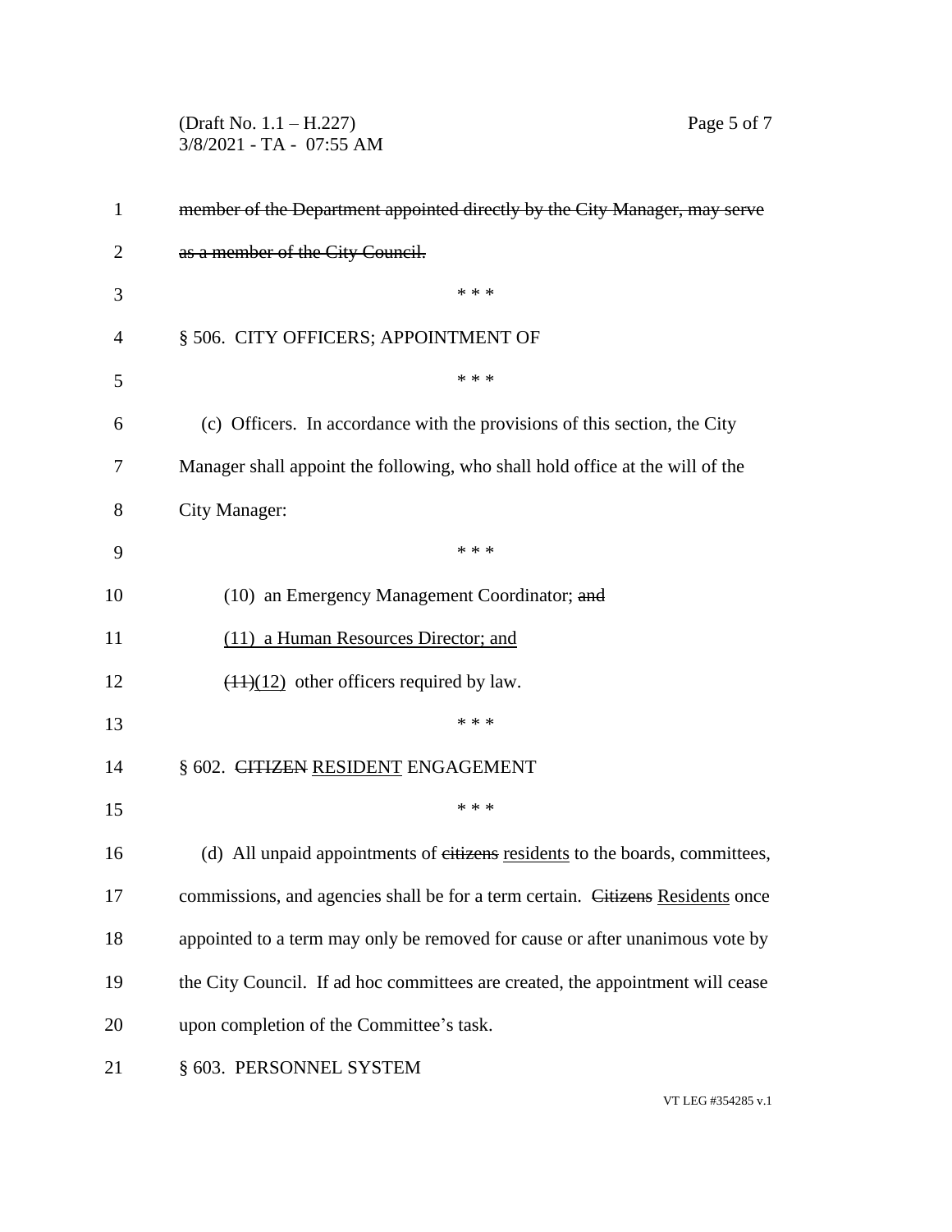~~member of the Department appointed directly by the City Manager, may serve as a member of the City Council.~~

\* \* \*

§ 506. CITY OFFICERS; APPOINTMENT OF

\* \* \*

(c) Officers. In accordance with the provisions of this section, the City Manager shall appoint the following, who shall hold office at the will of the City Manager:

\* \* \*

(10) an Emergency Management Coordinator; ~~and~~

<u>(11) a Human Resources Director; and</u>

~~(11)~~<u>(12)</u> other officers required by law.

\* \* \*

§ 602. ~~CITIZEN~~ <u>RESIDENT</u> ENGAGEMENT

\* \* \*

(d) All unpaid appointments of ~~citizens~~ <u>residents</u> to the boards, committees, commissions, and agencies shall be for a term certain. ~~Citizens~~ <u>Residents</u> once appointed to a term may only be removed for cause or after unanimous vote by the City Council. If ad hoc committees are created, the appointment will cease upon completion of the Committee's task.

§ 603. PERSONNEL SYSTEM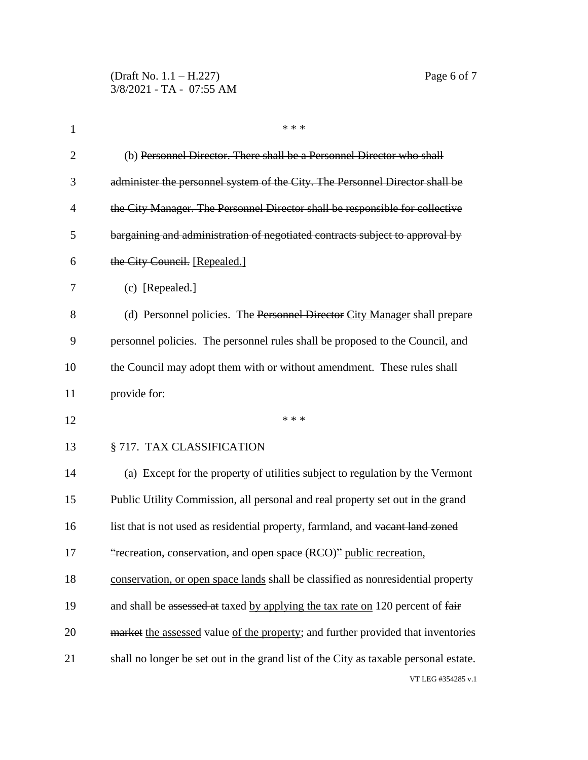\* \* \*

(b) ~~Personnel Director. There shall be a Personnel Director who shall administer the personnel system of the City. The Personnel Director shall be the City Manager. The Personnel Director shall be responsible for collective bargaining and administration of negotiated contracts subject to approval by the City Council.~~ <u>[Repealed.]</u>

(c) [Repealed.]

(d) Personnel policies. The ~~Personnel Director~~ <u>City Manager</u> shall prepare personnel policies. The personnel rules shall be proposed to the Council, and the Council may adopt them with or without amendment. These rules shall provide for:

\* \* \*

§ 717. TAX CLASSIFICATION

(a) Except for the property of utilities subject to regulation by the Vermont Public Utility Commission, all personal and real property set out in the grand list that is not used as residential property, farmland, and ~~vacant land zoned "recreation, conservation, and open space (RCO)"~~ <u>public recreation, conservation, or open space lands</u> shall be classified as nonresidential property and shall be ~~assessed at~~ taxed <u>by applying the tax rate on</u> 120 percent of ~~fair market~~ <u>the assessed</u> value <u>of the property</u>; and further provided that inventories shall no longer be set out in the grand list of the City as taxable personal estate.

VT LEG #354285 v.1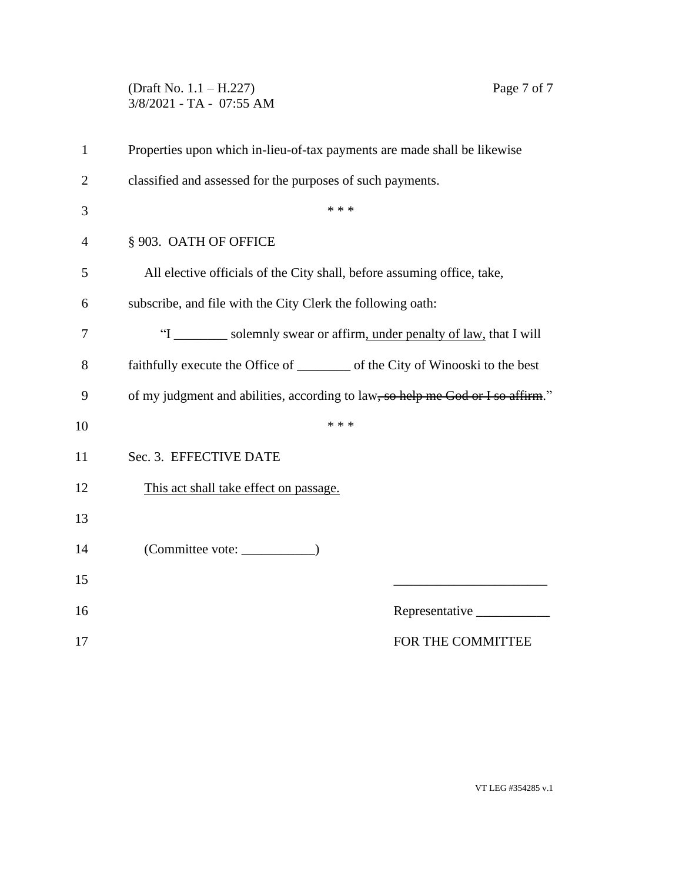Properties upon which in-lieu-of-tax payments are made shall be likewise classified and assessed for the purposes of such payments.

\* \* \*

§ 903. OATH OF OFFICE

All elective officials of the City shall, before assuming office, take, subscribe, and file with the City Clerk the following oath:

"I ________ solemnly swear or affirm<u>, under penalty of law,</u> that I will faithfully execute the Office of ________ of the City of Winooski to the best of my judgment and abilities, according to law~~, so help me God or I so affirm~~."

\* \* \*

Sec. 3. EFFECTIVE DATE

<u>This act shall take effect on passage.</u>

(Committee vote: ___________)

_______________________

Representative ___________

FOR THE COMMITTEE

VT LEG #354285 v.1